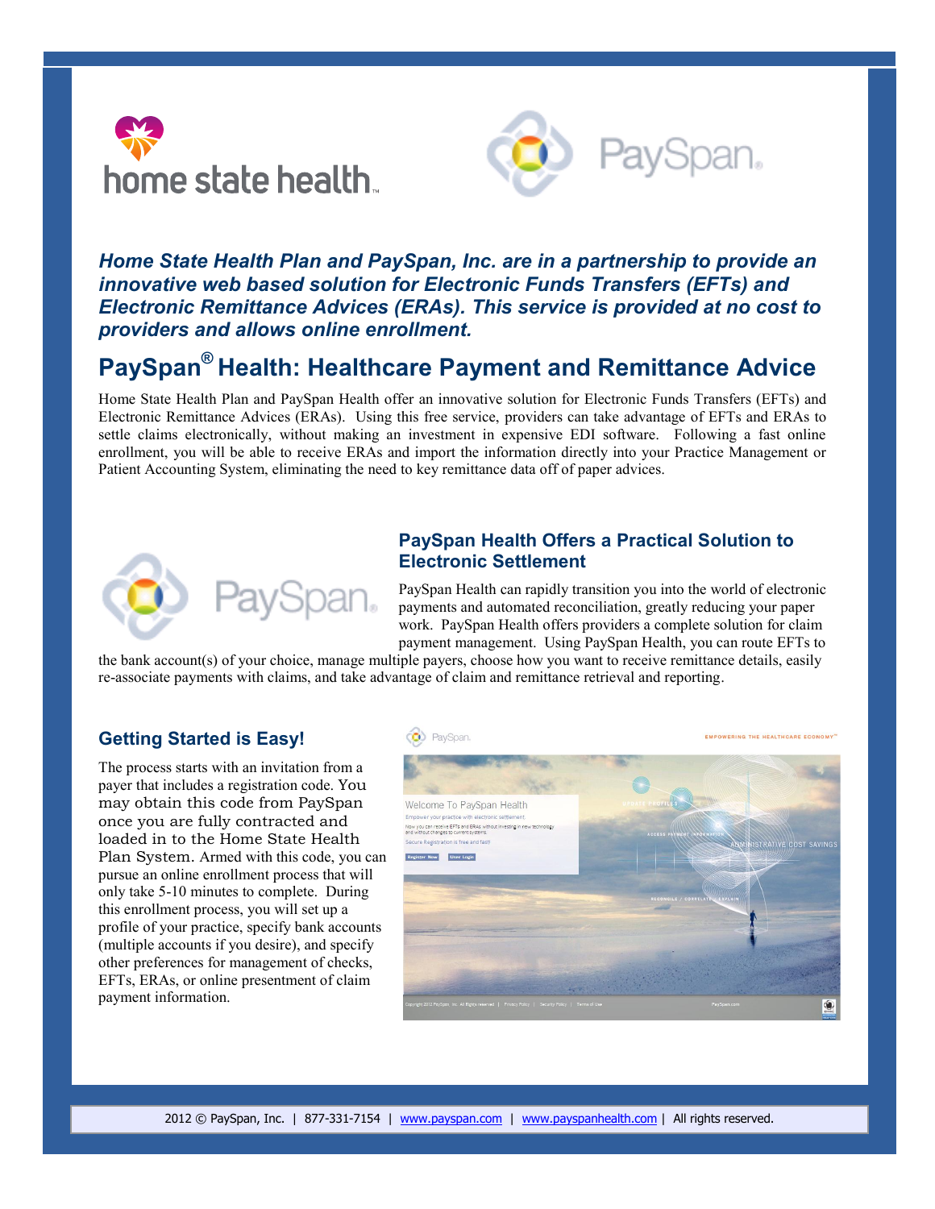*Home State Health Plan and PaySpan, Inc. are in a partnership to provide an innovative web based solution for Electronic Funds Transfers (EFTs) and Electronic Remittance Advices (ERAs). This service is provided at no cost to providers and allows online enrollment.*

## PaySpan® Health: Healthcare Payment and Remittance Advice

Home State Health Plan and PaySpan Health offer an innovative solution for Electronic Funds Transfers (EFTs) and Electronic Remittance Advices (ERAs). Using this free service, providers can take advantage of EFTs and ERAs to settle claims electronically, without making an investment in expensive EDI software. Following a fast online enrollment, you will be able to receive ERAs and import the information directly into your Practice Management or Patient Accounting System, eliminating the need to key remittance data off of paper advices.

### PaySpan Health Offers a Practical Solution to Electronic Settlement

PaySpan Health can rapidly transition you into the world of electronic payments and automated reconciliation, greatly reducing your paper work. PaySpan Health offers providers a complete solution for claim payment management. Using PaySpan Health, you can route EFTs to the bank account(s) of your choice, manage multiple payers, choose how you want to receive remittance details, easily re-associate payments with claims, and take advantage of claim and remittance retrieval and reporting.

### Getting Started is Easy!

The process starts with an invitation from a payer that includes a registration code. You may obtain this code from PaySpan once you are fully contracted and loaded in to the Home State Health Plan System. Armed with this code, you can pursue an online enrollment process that will only take 5-10 minutes to complete. During this enrollment process, you will set up a profile of your practice, specify bank accounts (multiple accounts if you desire), and specify other preferences for management of checks, EFTs, ERAs, or online presentment of claim payment information.

2012 © PaySpan, Inc. | 877-331-7154 | www.payspan.com | www.payspanhealth.com | All rights reserved.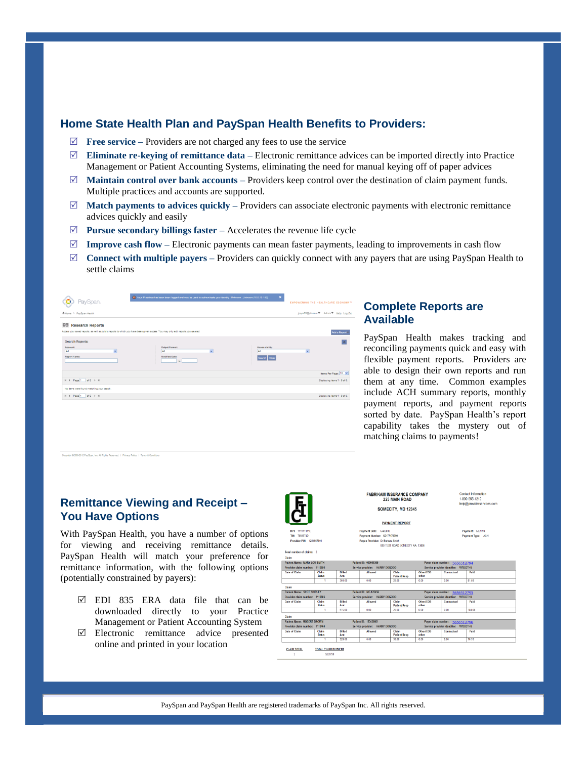## Home State Health Plan and PaySpan Health Benefits to Providers:

- ☑ **Free service** – Providers are not charged any fees to use the service
- ☑ **Eliminate re-keying of remittance data** – Electronic remittance advices can be imported directly into Practice Management or Patient Accounting Systems, eliminating the need for manual keying off of paper advices
- ☑ **Maintain control over bank accounts** – Providers keep control over the destination of claim payment funds. Multiple practices and accounts are supported.
- ☑ **Match payments to advices quickly** – Providers can associate electronic payments with electronic remittance advices quickly and easily
- ☑ **Pursue secondary billings faster** – Accelerates the revenue life cycle
- ☑ **Improve cash flow** – Electronic payments can mean faster payments, leading to improvements in cash flow
- ☑ **Connect with multiple payers** – Providers can quickly connect with any payers that are using PaySpan Health to settle claims

## Complete Reports are Available

PaySpan Health makes tracking and reconciling payments quick and easy with flexible payment reports. Providers are able to design their own reports and run them at any time. Common examples include ACH summary reports, monthly payment reports, and payment reports sorted by date. PaySpan Health's report capability takes the mystery out of matching claims to payments!

## Remittance Viewing and Receipt – You Have Options

With PaySpan Health, you have a number of options for viewing and receiving remittance details. PaySpan Health will match your preference for remittance information, with the following options (potentially constrained by payers):

- ☑ EDI 835 ERA data file that can be downloaded directly to your Practice Management or Patient Accounting System
- ☑ Electronic remittance advice presented online and printed in your location

PaySpan and PaySpan Health are registered trademarks of PaySpan Inc. All rights reserved.